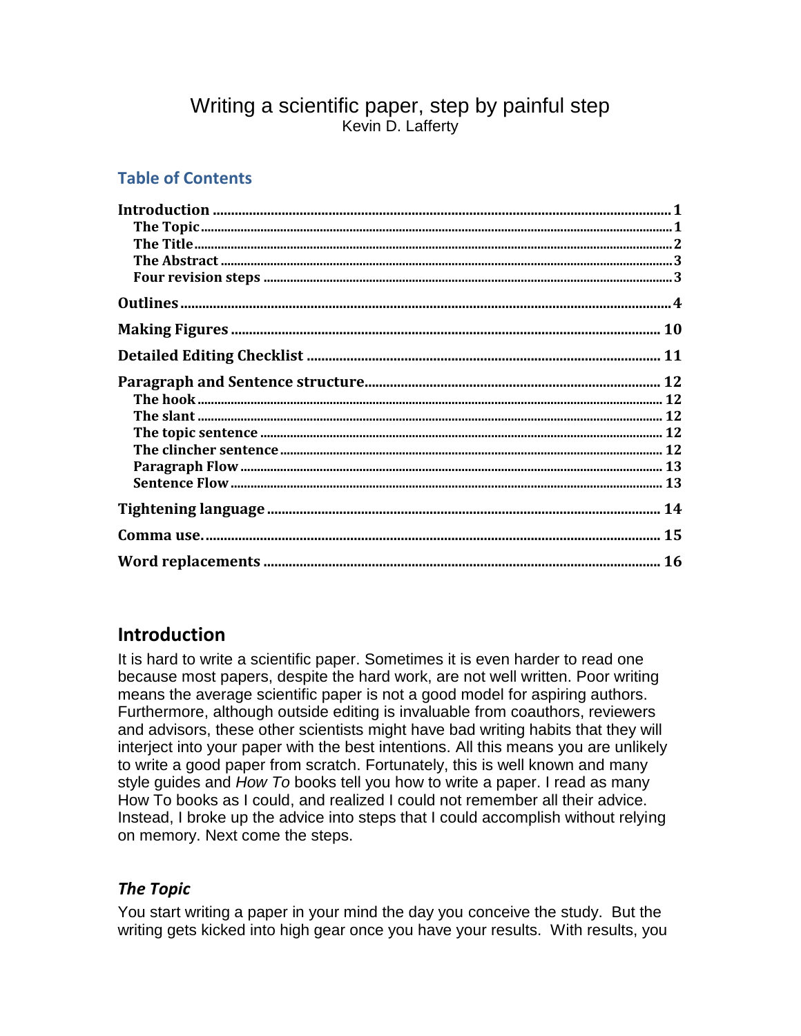# Writing a scientific paper, step by painful step

Kevin D. Lafferty

## Table of Contents

- **Introduction** ..... 1
  - **The Topic** ..... 1
  - **The Title** ..... 2
  - **The Abstract** ..... 3
  - **Four revision steps** ..... 3
- **Outlines** ..... 4
- **Making Figures** ..... 10
- **Detailed Editing Checklist** ..... 11
- **Paragraph and Sentence structure** ..... 12
  - **The hook** ..... 12
  - **The slant** ..... 12
  - **The topic sentence** ..... 12
  - **The clincher sentence** ..... 12
  - **Paragraph Flow** ..... 13
  - **Sentence Flow** ..... 13
- **Tightening language** ..... 14
- **Comma use.** ..... 15
- **Word replacements** ..... 16

## Introduction

It is hard to write a scientific paper. Sometimes it is even harder to read one because most papers, despite the hard work, are not well written. Poor writing means the average scientific paper is not a good model for aspiring authors. Furthermore, although outside editing is invaluable from coauthors, reviewers and advisors, these other scientists might have bad writing habits that they will interject into your paper with the best intentions. All this means you are unlikely to write a good paper from scratch. Fortunately, this is well known and many style guides and *How To* books tell you how to write a paper. I read as many How To books as I could, and realized I could not remember all their advice. Instead, I broke up the advice into steps that I could accomplish without relying on memory. Next come the steps.

### *The Topic*

You start writing a paper in your mind the day you conceive the study. But the writing gets kicked into high gear once you have your results. With results, you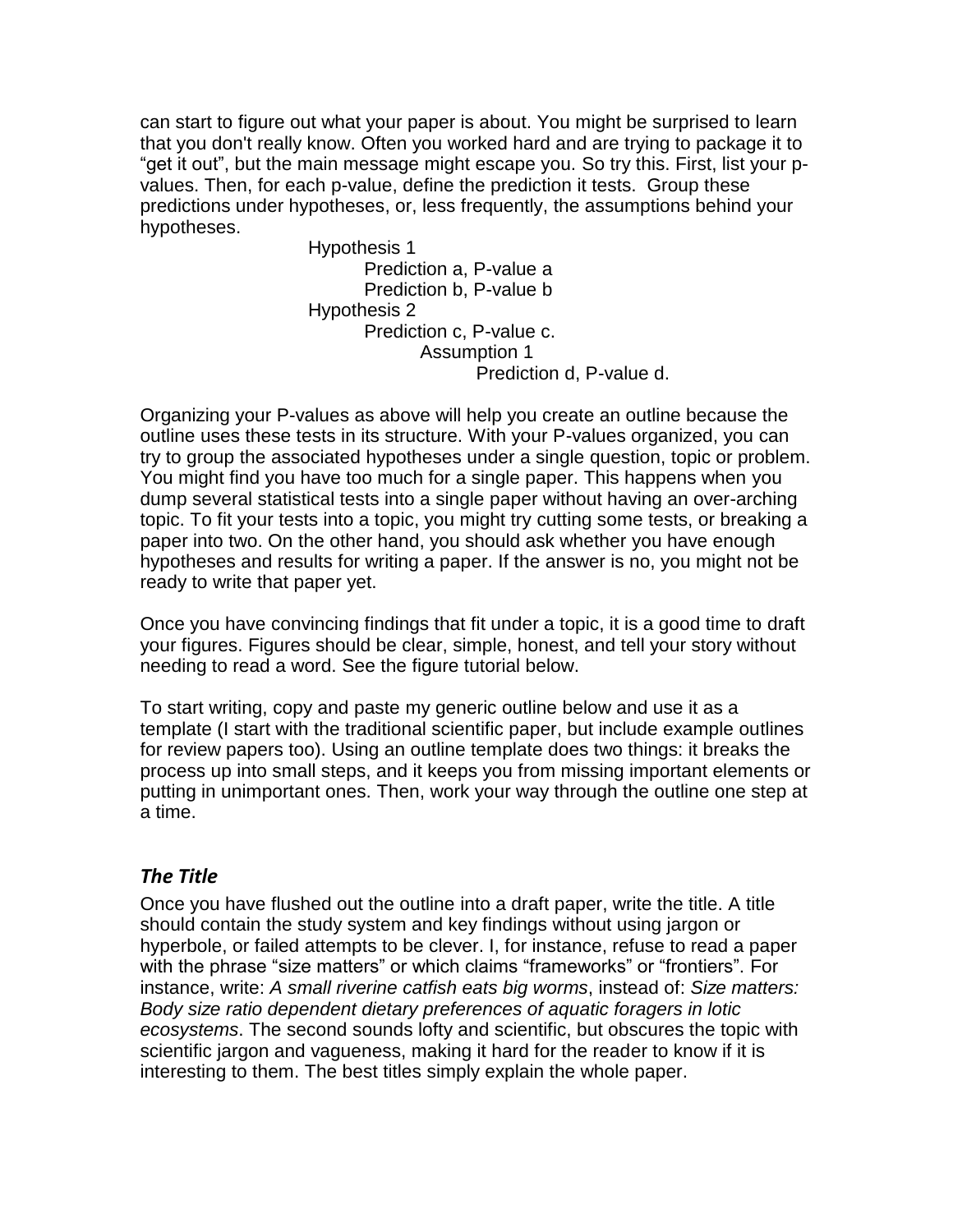can start to figure out what your paper is about. You might be surprised to learn that you don't really know. Often you worked hard and are trying to package it to "get it out", but the main message might escape you. So try this. First, list your p-values. Then, for each p-value, define the prediction it tests. Group these predictions under hypotheses, or, less frequently, the assumptions behind your hypotheses.

- Hypothesis 1
  - Prediction a, P-value a
  - Prediction b, P-value b
- Hypothesis 2
  - Prediction c, P-value c.
    - Assumption 1
      - Prediction d, P-value d.

Organizing your P-values as above will help you create an outline because the outline uses these tests in its structure. With your P-values organized, you can try to group the associated hypotheses under a single question, topic or problem. You might find you have too much for a single paper. This happens when you dump several statistical tests into a single paper without having an over-arching topic. To fit your tests into a topic, you might try cutting some tests, or breaking a paper into two. On the other hand, you should ask whether you have enough hypotheses and results for writing a paper. If the answer is no, you might not be ready to write that paper yet.

Once you have convincing findings that fit under a topic, it is a good time to draft your figures. Figures should be clear, simple, honest, and tell your story without needing to read a word. See the figure tutorial below.

To start writing, copy and paste my generic outline below and use it as a template (I start with the traditional scientific paper, but include example outlines for review papers too). Using an outline template does two things: it breaks the process up into small steps, and it keeps you from missing important elements or putting in unimportant ones. Then, work your way through the outline one step at a time.

### *The Title*

Once you have flushed out the outline into a draft paper, write the title. A title should contain the study system and key findings without using jargon or hyperbole, or failed attempts to be clever. I, for instance, refuse to read a paper with the phrase "size matters" or which claims "frameworks" or "frontiers". For instance, write: *A small riverine catfish eats big worms*, instead of: *Size matters: Body size ratio dependent dietary preferences of aquatic foragers in lotic ecosystems*. The second sounds lofty and scientific, but obscures the topic with scientific jargon and vagueness, making it hard for the reader to know if it is interesting to them. The best titles simply explain the whole paper.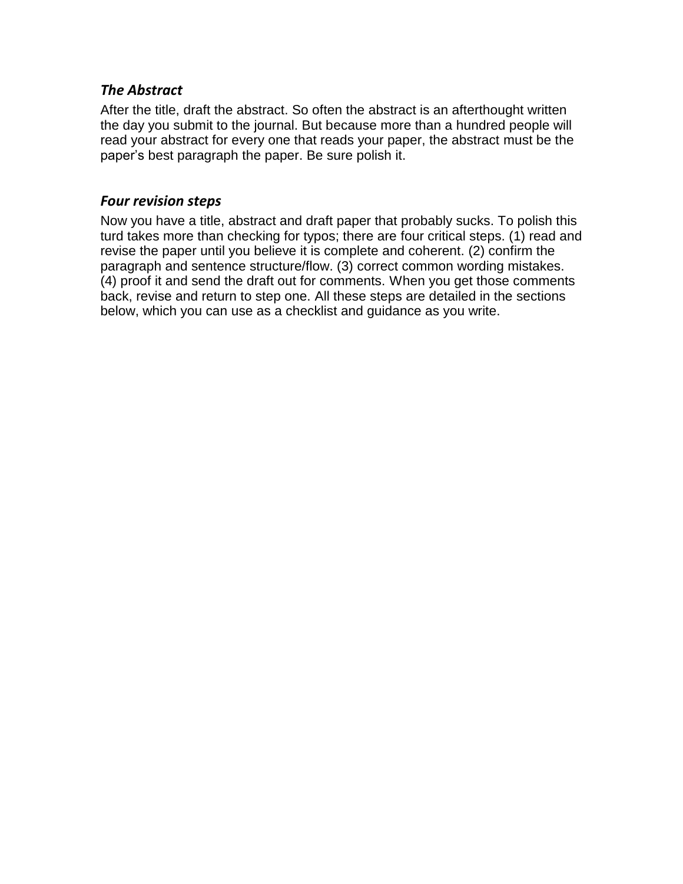### *The Abstract*

After the title, draft the abstract. So often the abstract is an afterthought written the day you submit to the journal. But because more than a hundred people will read your abstract for every one that reads your paper, the abstract must be the paper's best paragraph the paper. Be sure polish it.

### *Four revision steps*

Now you have a title, abstract and draft paper that probably sucks. To polish this turd takes more than checking for typos; there are four critical steps. (1) read and revise the paper until you believe it is complete and coherent. (2) confirm the paragraph and sentence structure/flow. (3) correct common wording mistakes. (4) proof it and send the draft out for comments. When you get those comments back, revise and return to step one. All these steps are detailed in the sections below, which you can use as a checklist and guidance as you write.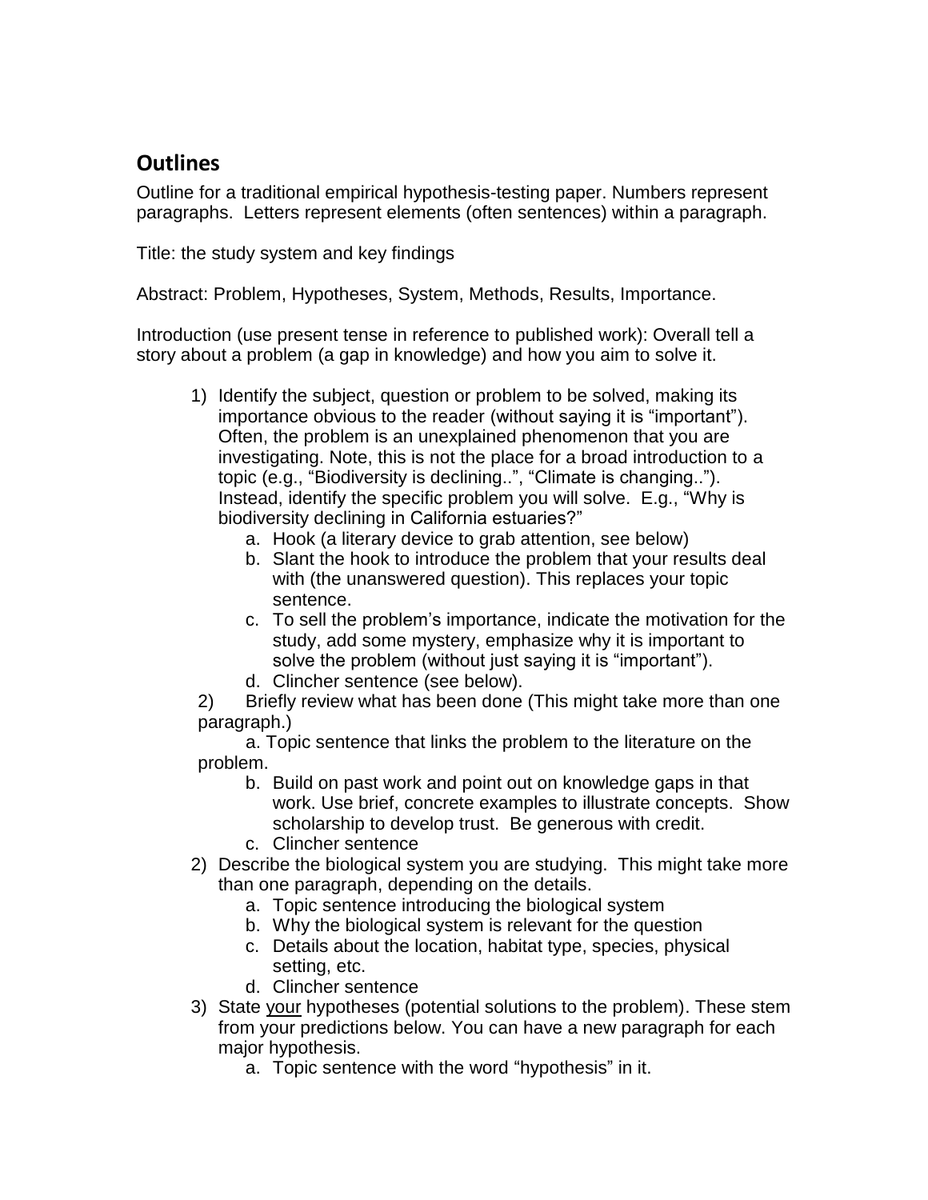## Outlines

Outline for a traditional empirical hypothesis-testing paper. Numbers represent paragraphs. Letters represent elements (often sentences) within a paragraph.

Title: the study system and key findings

Abstract: Problem, Hypotheses, System, Methods, Results, Importance.

Introduction (use present tense in reference to published work): Overall tell a story about a problem (a gap in knowledge) and how you aim to solve it.

1) Identify the subject, question or problem to be solved, making its importance obvious to the reader (without saying it is "important"). Often, the problem is an unexplained phenomenon that you are investigating. Note, this is not the place for a broad introduction to a topic (e.g., "Biodiversity is declining..", "Climate is changing.."). Instead, identify the specific problem you will solve. E.g., "Why is biodiversity declining in California estuaries?"
    a. Hook (a literary device to grab attention, see below)
    b. Slant the hook to introduce the problem that your results deal with (the unanswered question). This replaces your topic sentence.
    c. To sell the problem's importance, indicate the motivation for the study, add some mystery, emphasize why it is important to solve the problem (without just saying it is "important").
    d. Clincher sentence (see below).

2) Briefly review what has been done (This might take more than one paragraph.)
    a. Topic sentence that links the problem to the literature on the problem.
    b. Build on past work and point out on knowledge gaps in that work. Use brief, concrete examples to illustrate concepts. Show scholarship to develop trust. Be generous with credit.
    c. Clincher sentence

2) Describe the biological system you are studying. This might take more than one paragraph, depending on the details.
    a. Topic sentence introducing the biological system
    b. Why the biological system is relevant for the question
    c. Details about the location, habitat type, species, physical setting, etc.
    d. Clincher sentence

3) State <u>your</u> hypotheses (potential solutions to the problem). These stem from your predictions below. You can have a new paragraph for each major hypothesis.
    a. Topic sentence with the word "hypothesis" in it.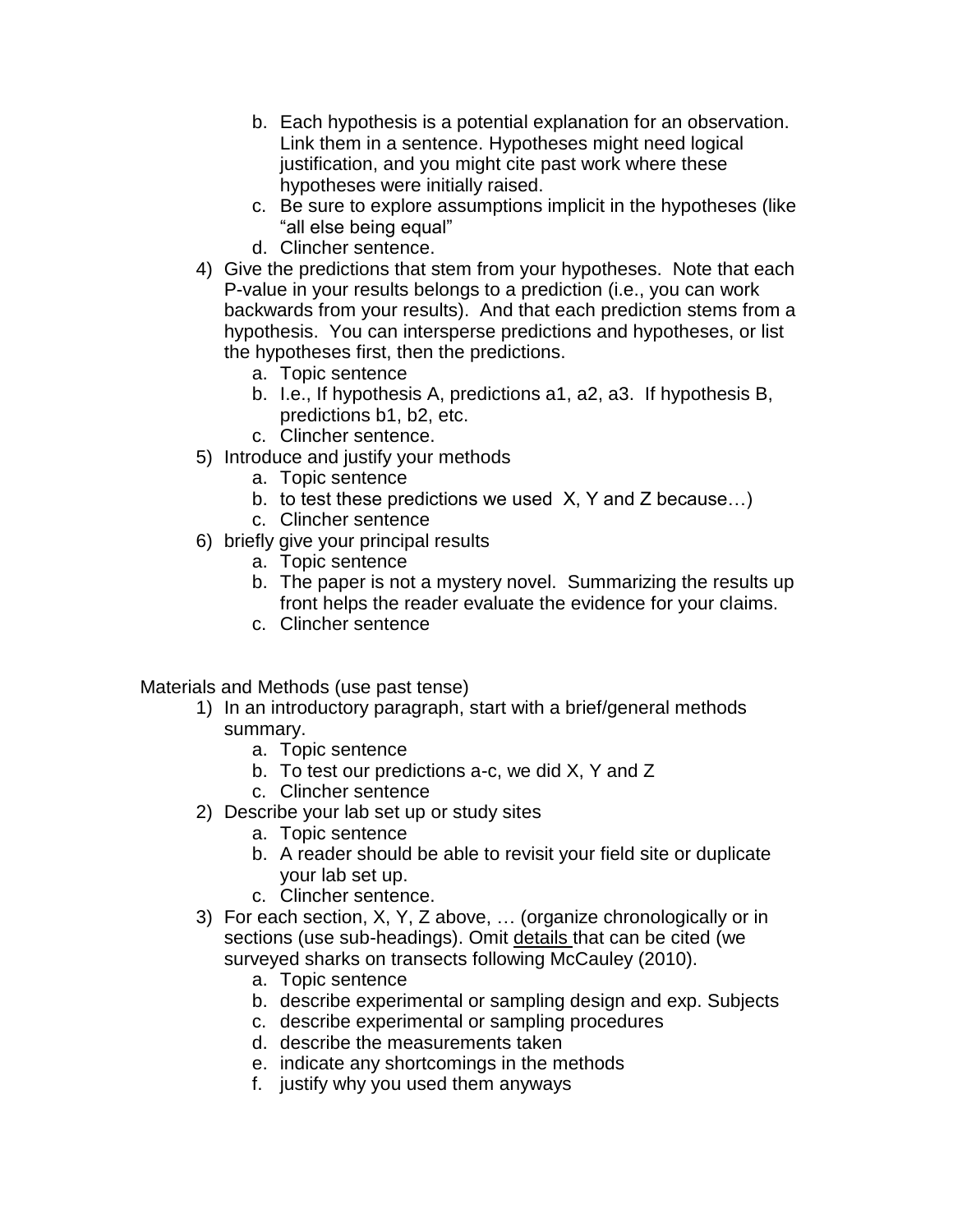b. Each hypothesis is a potential explanation for an observation. Link them in a sentence. Hypotheses might need logical justification, and you might cite past work where these hypotheses were initially raised.
   c. Be sure to explore assumptions implicit in the hypotheses (like "all else being equal"
   d. Clincher sentence.
4) Give the predictions that stem from your hypotheses. Note that each P-value in your results belongs to a prediction (i.e., you can work backwards from your results). And that each prediction stems from a hypothesis. You can intersperse predictions and hypotheses, or list the hypotheses first, then the predictions.
   a. Topic sentence
   b. I.e., If hypothesis A, predictions a1, a2, a3. If hypothesis B, predictions b1, b2, etc.
   c. Clincher sentence.
5) Introduce and justify your methods
   a. Topic sentence
   b. to test these predictions we used X, Y and Z because…)
   c. Clincher sentence
6) briefly give your principal results
   a. Topic sentence
   b. The paper is not a mystery novel. Summarizing the results up front helps the reader evaluate the evidence for your claims.
   c. Clincher sentence

Materials and Methods (use past tense)

1) In an introductory paragraph, start with a brief/general methods summary.
   a. Topic sentence
   b. To test our predictions a-c, we did X, Y and Z
   c. Clincher sentence
2) Describe your lab set up or study sites
   a. Topic sentence
   b. A reader should be able to revisit your field site or duplicate your lab set up.
   c. Clincher sentence.
3) For each section, X, Y, Z above, … (organize chronologically or in sections (use sub-headings). Omit <u>details</u> that can be cited (we surveyed sharks on transects following McCauley (2010).
   a. Topic sentence
   b. describe experimental or sampling design and exp. Subjects
   c. describe experimental or sampling procedures
   d. describe the measurements taken
   e. indicate any shortcomings in the methods
   f. justify why you used them anyways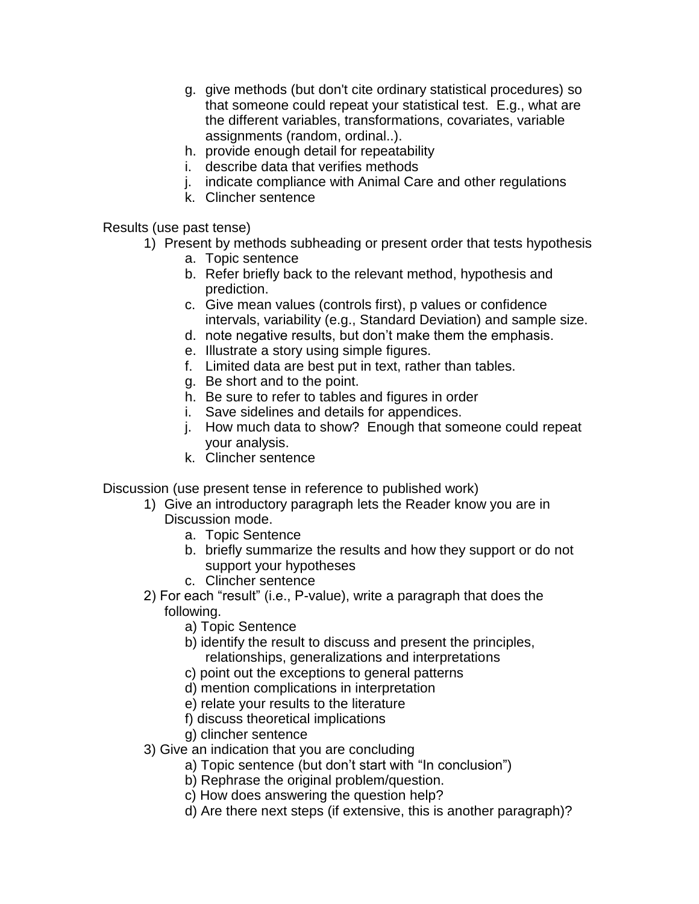g. give methods (but don't cite ordinary statistical procedures) so that someone could repeat your statistical test. E.g., what are the different variables, transformations, covariates, variable assignments (random, ordinal..).
h. provide enough detail for repeatability
i. describe data that verifies methods
j. indicate compliance with Animal Care and other regulations
k. Clincher sentence

Results (use past tense)

1) Present by methods subheading or present order that tests hypothesis
   a. Topic sentence
   b. Refer briefly back to the relevant method, hypothesis and prediction.
   c. Give mean values (controls first), p values or confidence intervals, variability (e.g., Standard Deviation) and sample size.
   d. note negative results, but don't make them the emphasis.
   e. Illustrate a story using simple figures.
   f. Limited data are best put in text, rather than tables.
   g. Be short and to the point.
   h. Be sure to refer to tables and figures in order
   i. Save sidelines and details for appendices.
   j. How much data to show? Enough that someone could repeat your analysis.
   k. Clincher sentence

Discussion (use present tense in reference to published work)

1) Give an introductory paragraph lets the Reader know you are in Discussion mode.
   a. Topic Sentence
   b. briefly summarize the results and how they support or do not support your hypotheses
   c. Clincher sentence
2) For each "result" (i.e., P-value), write a paragraph that does the following.
   a) Topic Sentence
   b) identify the result to discuss and present the principles, relationships, generalizations and interpretations
   c) point out the exceptions to general patterns
   d) mention complications in interpretation
   e) relate your results to the literature
   f) discuss theoretical implications
   g) clincher sentence
3) Give an indication that you are concluding
   a) Topic sentence (but don't start with "In conclusion")
   b) Rephrase the original problem/question.
   c) How does answering the question help?
   d) Are there next steps (if extensive, this is another paragraph)?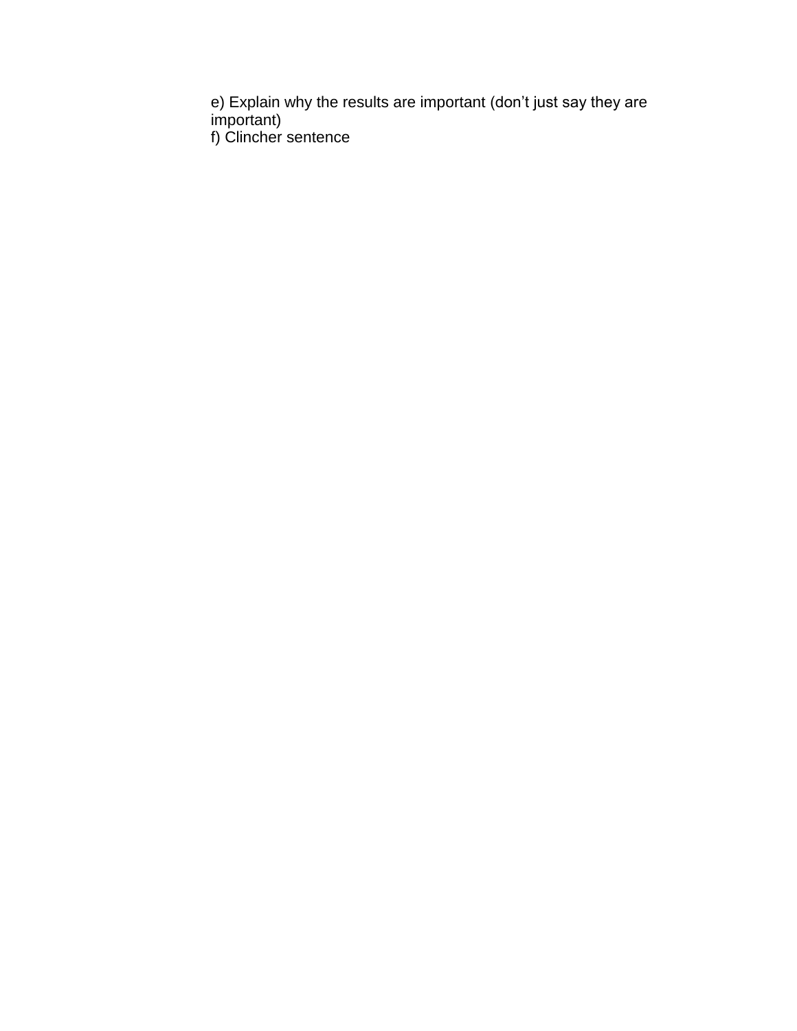e) Explain why the results are important (don't just say they are important)
f) Clincher sentence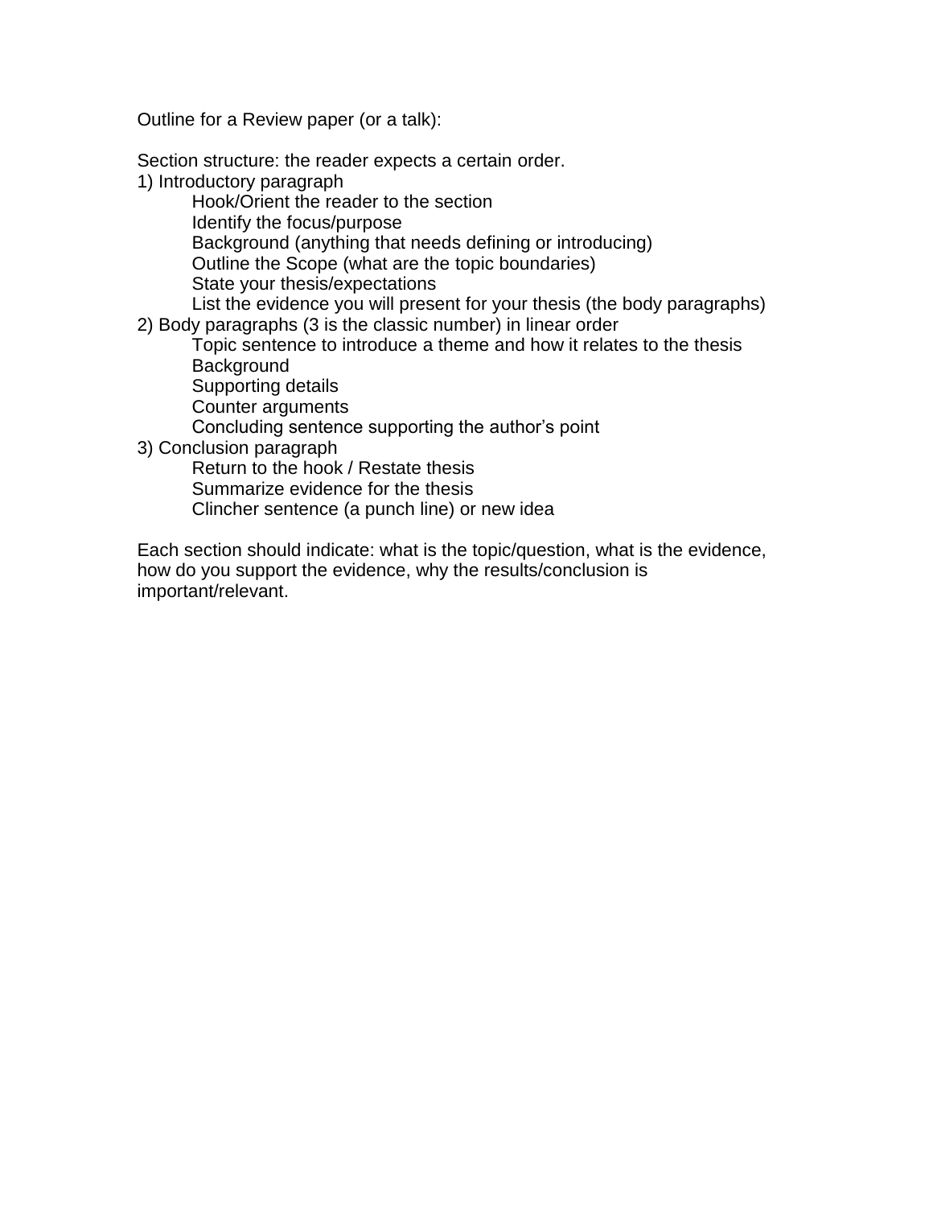Outline for a Review paper (or a talk):

Section structure: the reader expects a certain order.

1) Introductory paragraph
    - Hook/Orient the reader to the section
    - Identify the focus/purpose
    - Background (anything that needs defining or introducing)
    - Outline the Scope (what are the topic boundaries)
    - State your thesis/expectations
    - List the evidence you will present for your thesis (the body paragraphs)
2) Body paragraphs (3 is the classic number) in linear order
    - Topic sentence to introduce a theme and how it relates to the thesis
    - Background
    - Supporting details
    - Counter arguments
    - Concluding sentence supporting the author's point
3) Conclusion paragraph
    - Return to the hook / Restate thesis
    - Summarize evidence for the thesis
    - Clincher sentence (a punch line) or new idea

Each section should indicate: what is the topic/question, what is the evidence, how do you support the evidence, why the results/conclusion is important/relevant.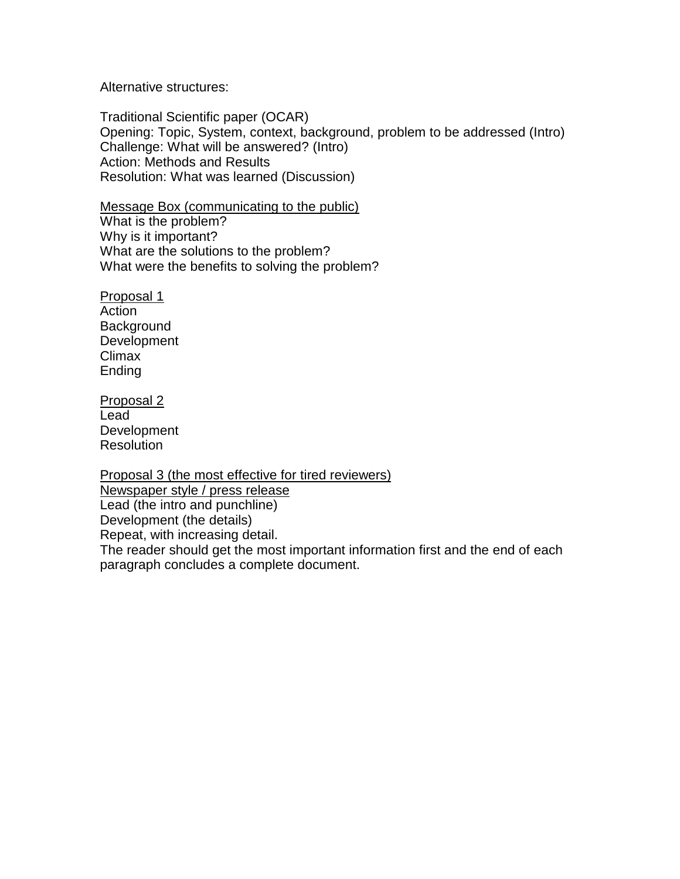Alternative structures:

Traditional Scientific paper (OCAR)
Opening: Topic, System, context, background, problem to be addressed (Intro)
Challenge: What will be answered? (Intro)
Action: Methods and Results
Resolution: What was learned (Discussion)

<u>Message Box (communicating to the public)</u>
What is the problem?
Why is it important?
What are the solutions to the problem?
What were the benefits to solving the problem?

<u>Proposal 1</u>
Action
Background
Development
Climax
Ending

<u>Proposal 2</u>
Lead
Development
Resolution

<u>Proposal 3 (the most effective for tired reviewers)</u>
<u>Newspaper style / press release</u>
Lead (the intro and punchline)
Development (the details)
Repeat, with increasing detail.
The reader should get the most important information first and the end of each paragraph concludes a complete document.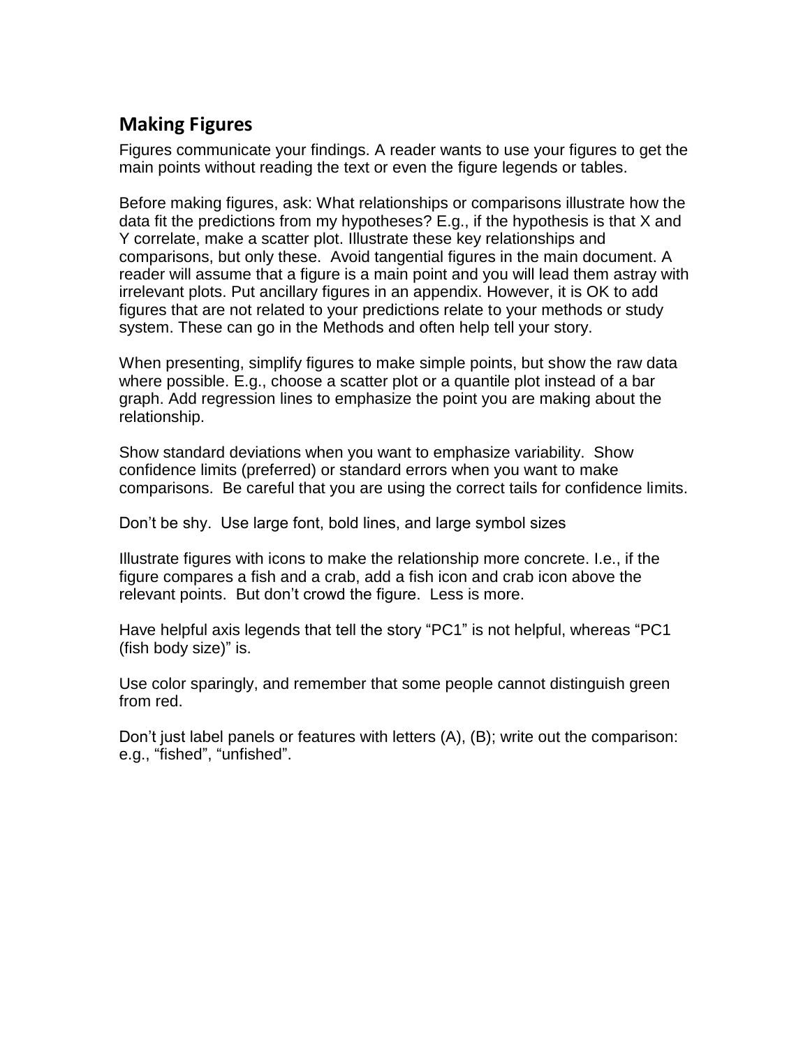## Making Figures

Figures communicate your findings. A reader wants to use your figures to get the main points without reading the text or even the figure legends or tables.

Before making figures, ask: What relationships or comparisons illustrate how the data fit the predictions from my hypotheses? E.g., if the hypothesis is that X and Y correlate, make a scatter plot. Illustrate these key relationships and comparisons, but only these. Avoid tangential figures in the main document. A reader will assume that a figure is a main point and you will lead them astray with irrelevant plots. Put ancillary figures in an appendix. However, it is OK to add figures that are not related to your predictions relate to your methods or study system. These can go in the Methods and often help tell your story.

When presenting, simplify figures to make simple points, but show the raw data where possible. E.g., choose a scatter plot or a quantile plot instead of a bar graph. Add regression lines to emphasize the point you are making about the relationship.

Show standard deviations when you want to emphasize variability. Show confidence limits (preferred) or standard errors when you want to make comparisons. Be careful that you are using the correct tails for confidence limits.

Don't be shy. Use large font, bold lines, and large symbol sizes

Illustrate figures with icons to make the relationship more concrete. I.e., if the figure compares a fish and a crab, add a fish icon and crab icon above the relevant points. But don't crowd the figure. Less is more.

Have helpful axis legends that tell the story "PC1" is not helpful, whereas "PC1 (fish body size)" is.

Use color sparingly, and remember that some people cannot distinguish green from red.

Don't just label panels or features with letters (A), (B); write out the comparison: e.g., "fished", "unfished".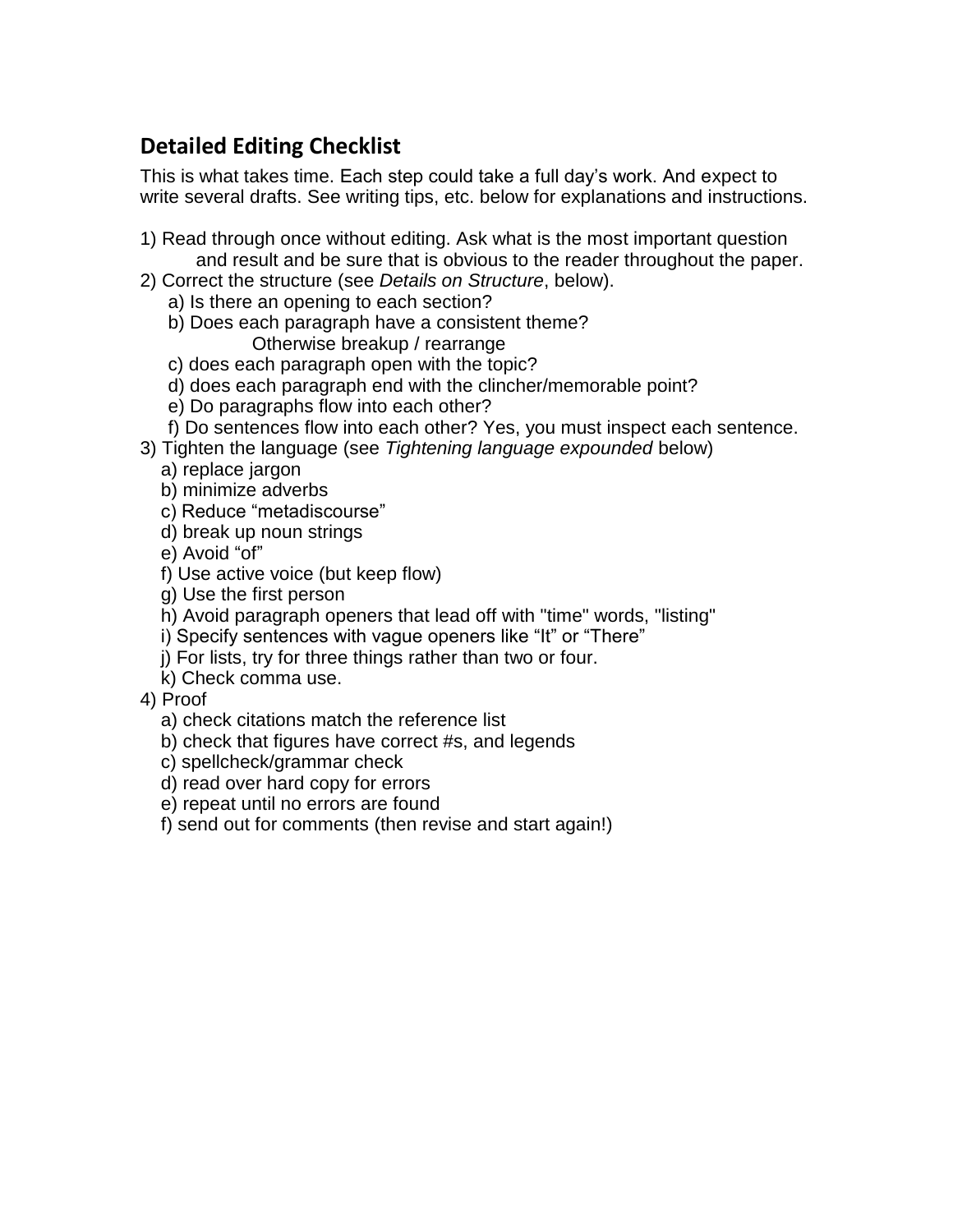## Detailed Editing Checklist

This is what takes time. Each step could take a full day's work. And expect to write several drafts. See writing tips, etc. below for explanations and instructions.

1) Read through once without editing. Ask what is the most important question and result and be sure that is obvious to the reader throughout the paper.
2) Correct the structure (see *Details on Structure*, below).
   - a) Is there an opening to each section?
   - b) Does each paragraph have a consistent theme? Otherwise breakup / rearrange
   - c) does each paragraph open with the topic?
   - d) does each paragraph end with the clincher/memorable point?
   - e) Do paragraphs flow into each other?
   - f) Do sentences flow into each other? Yes, you must inspect each sentence.
3) Tighten the language (see *Tightening language expounded* below)
   - a) replace jargon
   - b) minimize adverbs
   - c) Reduce "metadiscourse"
   - d) break up noun strings
   - e) Avoid "of"
   - f) Use active voice (but keep flow)
   - g) Use the first person
   - h) Avoid paragraph openers that lead off with "time" words, "listing"
   - i) Specify sentences with vague openers like "It" or "There"
   - j) For lists, try for three things rather than two or four.
   - k) Check comma use.
4) Proof
   - a) check citations match the reference list
   - b) check that figures have correct #s, and legends
   - c) spellcheck/grammar check
   - d) read over hard copy for errors
   - e) repeat until no errors are found
   - f) send out for comments (then revise and start again!)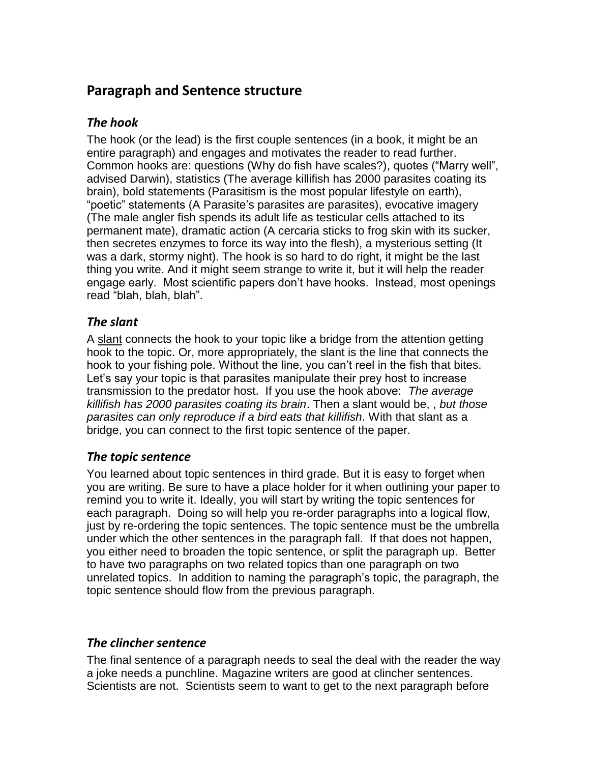## Paragraph and Sentence structure

### *The hook*

The hook (or the lead) is the first couple sentences (in a book, it might be an entire paragraph) and engages and motivates the reader to read further. Common hooks are: questions (Why do fish have scales?), quotes ("Marry well", advised Darwin), statistics (The average killifish has 2000 parasites coating its brain), bold statements (Parasitism is the most popular lifestyle on earth), "poetic" statements (A Parasite's parasites are parasites), evocative imagery (The male angler fish spends its adult life as testicular cells attached to its permanent mate), dramatic action (A cercaria sticks to frog skin with its sucker, then secretes enzymes to force its way into the flesh), a mysterious setting (It was a dark, stormy night). The hook is so hard to do right, it might be the last thing you write. And it might seem strange to write it, but it will help the reader engage early. Most scientific papers don't have hooks. Instead, most openings read "blah, blah, blah".

### *The slant*

A <u>slant</u> connects the hook to your topic like a bridge from the attention getting hook to the topic. Or, more appropriately, the slant is the line that connects the hook to your fishing pole. Without the line, you can't reel in the fish that bites. Let's say your topic is that parasites manipulate their prey host to increase transmission to the predator host. If you use the hook above: *The average killifish has 2000 parasites coating its brain*. Then a slant would be, , *but those parasites can only reproduce if a bird eats that killifish*. With that slant as a bridge, you can connect to the first topic sentence of the paper.

### *The topic sentence*

You learned about topic sentences in third grade. But it is easy to forget when you are writing. Be sure to have a place holder for it when outlining your paper to remind you to write it. Ideally, you will start by writing the topic sentences for each paragraph. Doing so will help you re-order paragraphs into a logical flow, just by re-ordering the topic sentences. The topic sentence must be the umbrella under which the other sentences in the paragraph fall. If that does not happen, you either need to broaden the topic sentence, or split the paragraph up. Better to have two paragraphs on two related topics than one paragraph on two unrelated topics. In addition to naming the paragraph's topic, the paragraph, the topic sentence should flow from the previous paragraph.

### *The clincher sentence*

The final sentence of a paragraph needs to seal the deal with the reader the way a joke needs a punchline. Magazine writers are good at clincher sentences. Scientists are not. Scientists seem to want to get to the next paragraph before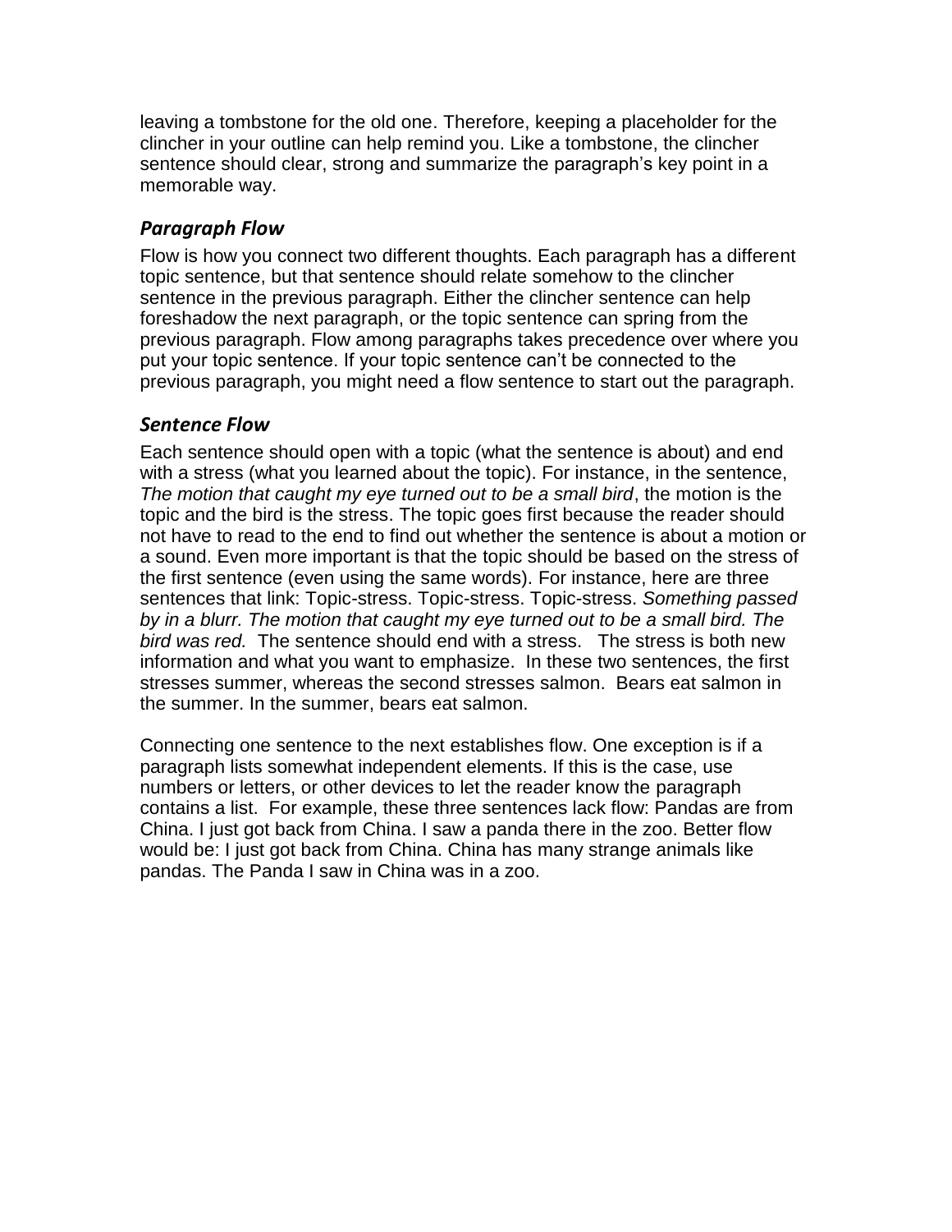leaving a tombstone for the old one. Therefore, keeping a placeholder for the clincher in your outline can help remind you. Like a tombstone, the clincher sentence should clear, strong and summarize the paragraph's key point in a memorable way.

### *Paragraph Flow*

Flow is how you connect two different thoughts. Each paragraph has a different topic sentence, but that sentence should relate somehow to the clincher sentence in the previous paragraph. Either the clincher sentence can help foreshadow the next paragraph, or the topic sentence can spring from the previous paragraph. Flow among paragraphs takes precedence over where you put your topic sentence. If your topic sentence can't be connected to the previous paragraph, you might need a flow sentence to start out the paragraph.

### *Sentence Flow*

Each sentence should open with a topic (what the sentence is about) and end with a stress (what you learned about the topic). For instance, in the sentence, *The motion that caught my eye turned out to be a small bird*, the motion is the topic and the bird is the stress. The topic goes first because the reader should not have to read to the end to find out whether the sentence is about a motion or a sound. Even more important is that the topic should be based on the stress of the first sentence (even using the same words). For instance, here are three sentences that link: Topic-stress. Topic-stress. Topic-stress. *Something passed by in a blurr. The motion that caught my eye turned out to be a small bird. The bird was red.* The sentence should end with a stress. The stress is both new information and what you want to emphasize. In these two sentences, the first stresses summer, whereas the second stresses salmon. Bears eat salmon in the summer. In the summer, bears eat salmon.

Connecting one sentence to the next establishes flow. One exception is if a paragraph lists somewhat independent elements. If this is the case, use numbers or letters, or other devices to let the reader know the paragraph contains a list. For example, these three sentences lack flow: Pandas are from China. I just got back from China. I saw a panda there in the zoo. Better flow would be: I just got back from China. China has many strange animals like pandas. The Panda I saw in China was in a zoo.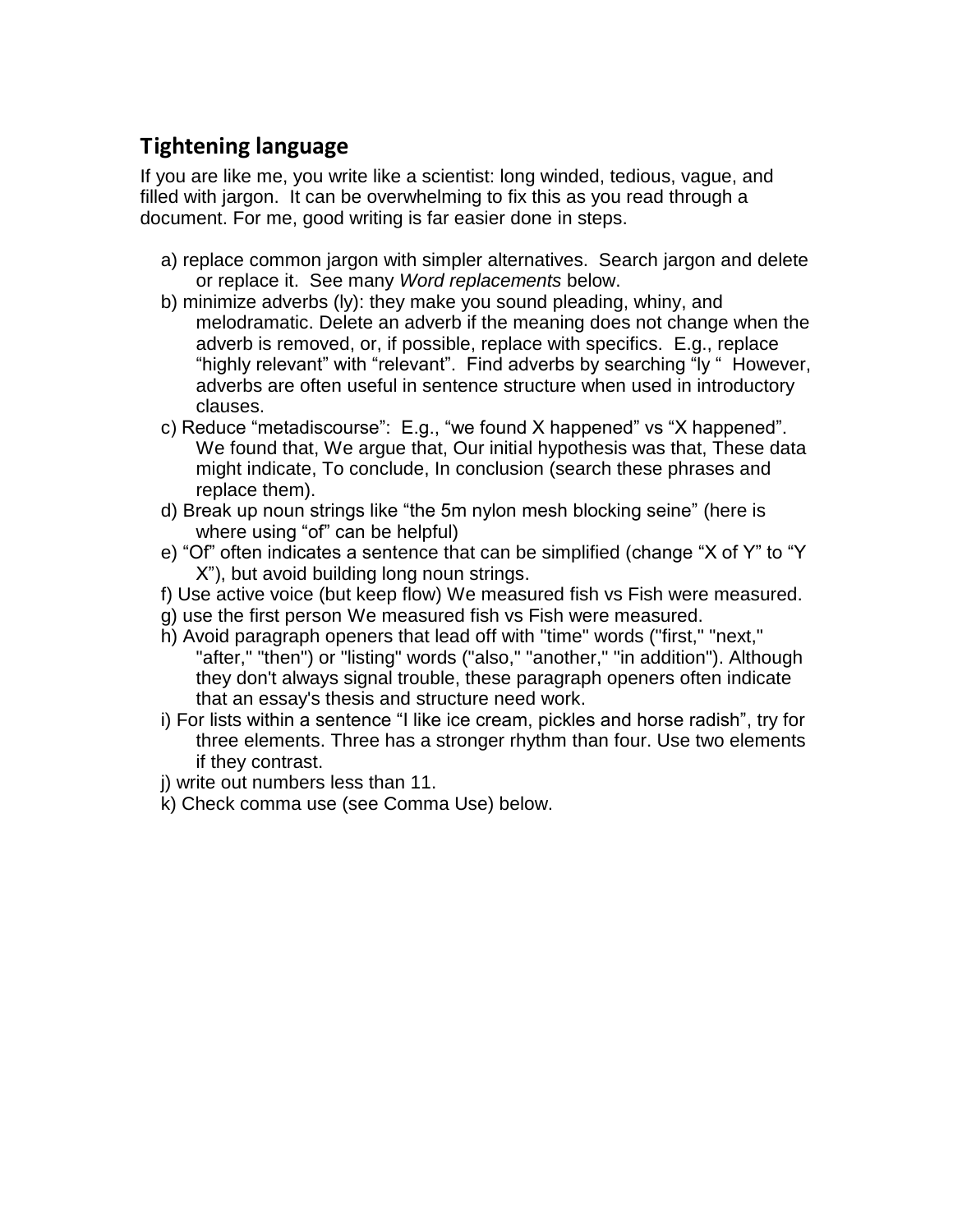## Tightening language

If you are like me, you write like a scientist: long winded, tedious, vague, and filled with jargon. It can be overwhelming to fix this as you read through a document. For me, good writing is far easier done in steps.

a) replace common jargon with simpler alternatives. Search jargon and delete or replace it. See many *Word replacements* below.

b) minimize adverbs (ly): they make you sound pleading, whiny, and melodramatic. Delete an adverb if the meaning does not change when the adverb is removed, or, if possible, replace with specifics. E.g., replace "highly relevant" with "relevant". Find adverbs by searching "ly " However, adverbs are often useful in sentence structure when used in introductory clauses.

c) Reduce "metadiscourse": E.g., "we found X happened" vs "X happened". We found that, We argue that, Our initial hypothesis was that, These data might indicate, To conclude, In conclusion (search these phrases and replace them).

d) Break up noun strings like "the 5m nylon mesh blocking seine" (here is where using "of" can be helpful)

e) "Of" often indicates a sentence that can be simplified (change "X of Y" to "Y X"), but avoid building long noun strings.

f) Use active voice (but keep flow) We measured fish vs Fish were measured.

g) use the first person We measured fish vs Fish were measured.

h) Avoid paragraph openers that lead off with "time" words ("first," "next," "after," "then") or "listing" words ("also," "another," "in addition"). Although they don't always signal trouble, these paragraph openers often indicate that an essay's thesis and structure need work.

i) For lists within a sentence "I like ice cream, pickles and horse radish", try for three elements. Three has a stronger rhythm than four. Use two elements if they contrast.

j) write out numbers less than 11.

k) Check comma use (see Comma Use) below.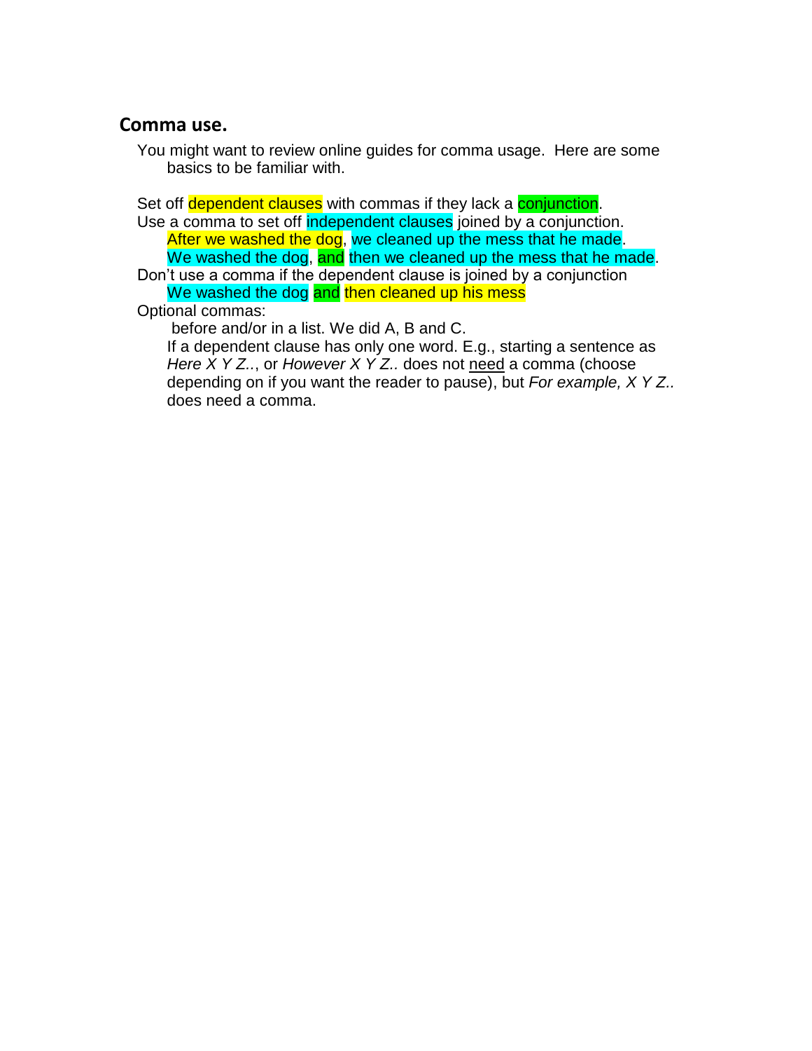## Comma use.

You might want to review online guides for comma usage. Here are some basics to be familiar with.

Set off dependent clauses with commas if they lack a conjunction.
Use a comma to set off independent clauses joined by a conjunction.

After we washed the dog, we cleaned up the mess that he made.
We washed the dog, and then we cleaned up the mess that he made.

Don't use a comma if the dependent clause is joined by a conjunction

We washed the dog and then cleaned up his mess

Optional commas:

before and/or in a list. We did A, B and C.

If a dependent clause has only one word. E.g., starting a sentence as *Here X Y Z..*, or *However X Y Z..* does not <u>need</u> a comma (choose depending on if you want the reader to pause), but *For example, X Y Z..* does need a comma.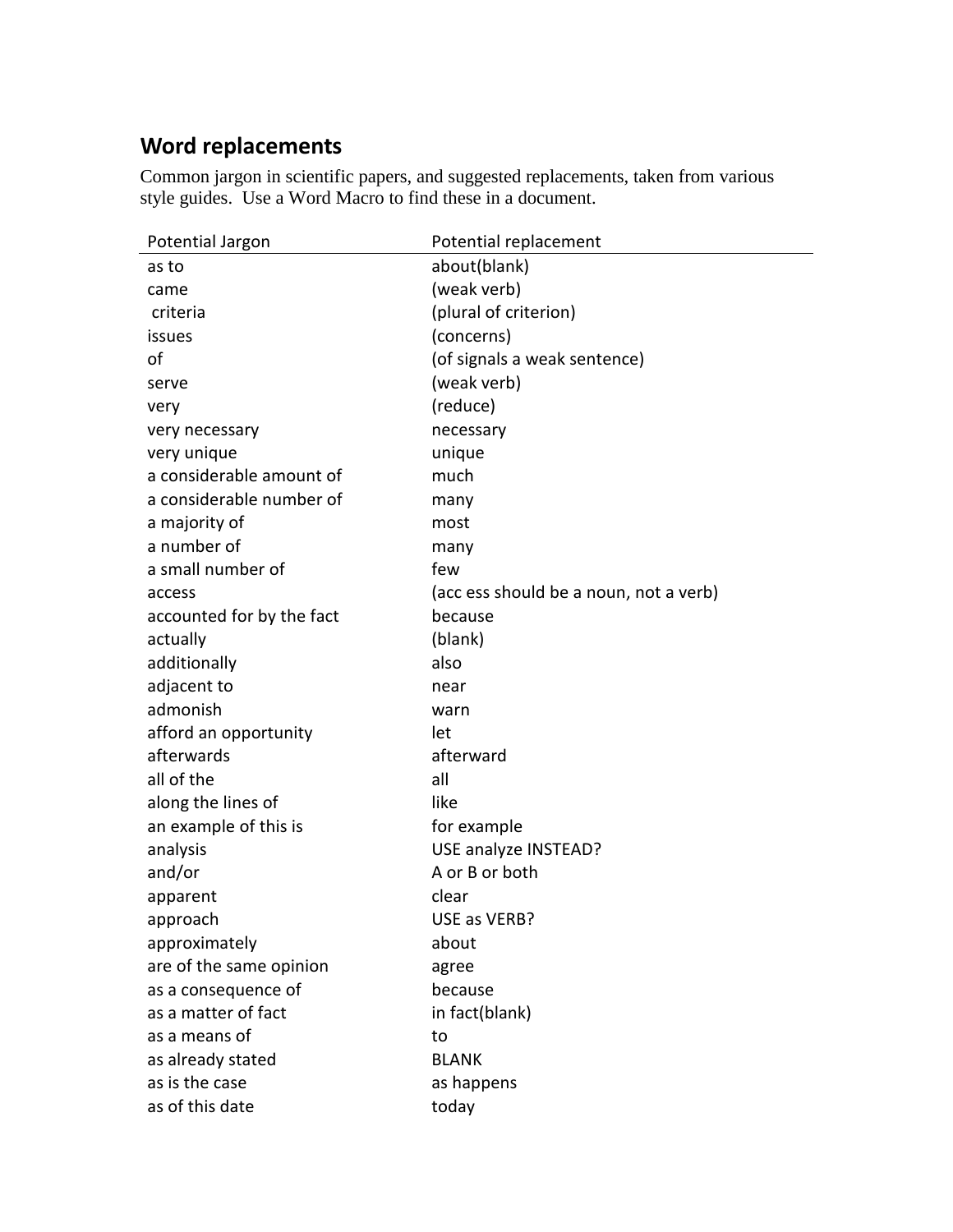## Word replacements

Common jargon in scientific papers, and suggested replacements, taken from various style guides. Use a Word Macro to find these in a document.

| Potential Jargon | Potential replacement |
|---|---|
| as to | about(blank) |
| came | (weak verb) |
| criteria | (plural of criterion) |
| issues | (concerns) |
| of | (of signals a weak sentence) |
| serve | (weak verb) |
| very | (reduce) |
| very necessary | necessary |
| very unique | unique |
| a considerable amount of | much |
| a considerable number of | many |
| a majority of | most |
| a number of | many |
| a small number of | few |
| access | (acc ess should be a noun, not a verb) |
| accounted for by the fact | because |
| actually | (blank) |
| additionally | also |
| adjacent to | near |
| admonish | warn |
| afford an opportunity | let |
| afterwards | afterward |
| all of the | all |
| along the lines of | like |
| an example of this is | for example |
| analysis | USE analyze INSTEAD? |
| and/or | A or B or both |
| apparent | clear |
| approach | USE as VERB? |
| approximately | about |
| are of the same opinion | agree |
| as a consequence of | because |
| as a matter of fact | in fact(blank) |
| as a means of | to |
| as already stated | BLANK |
| as is the case | as happens |
| as of this date | today |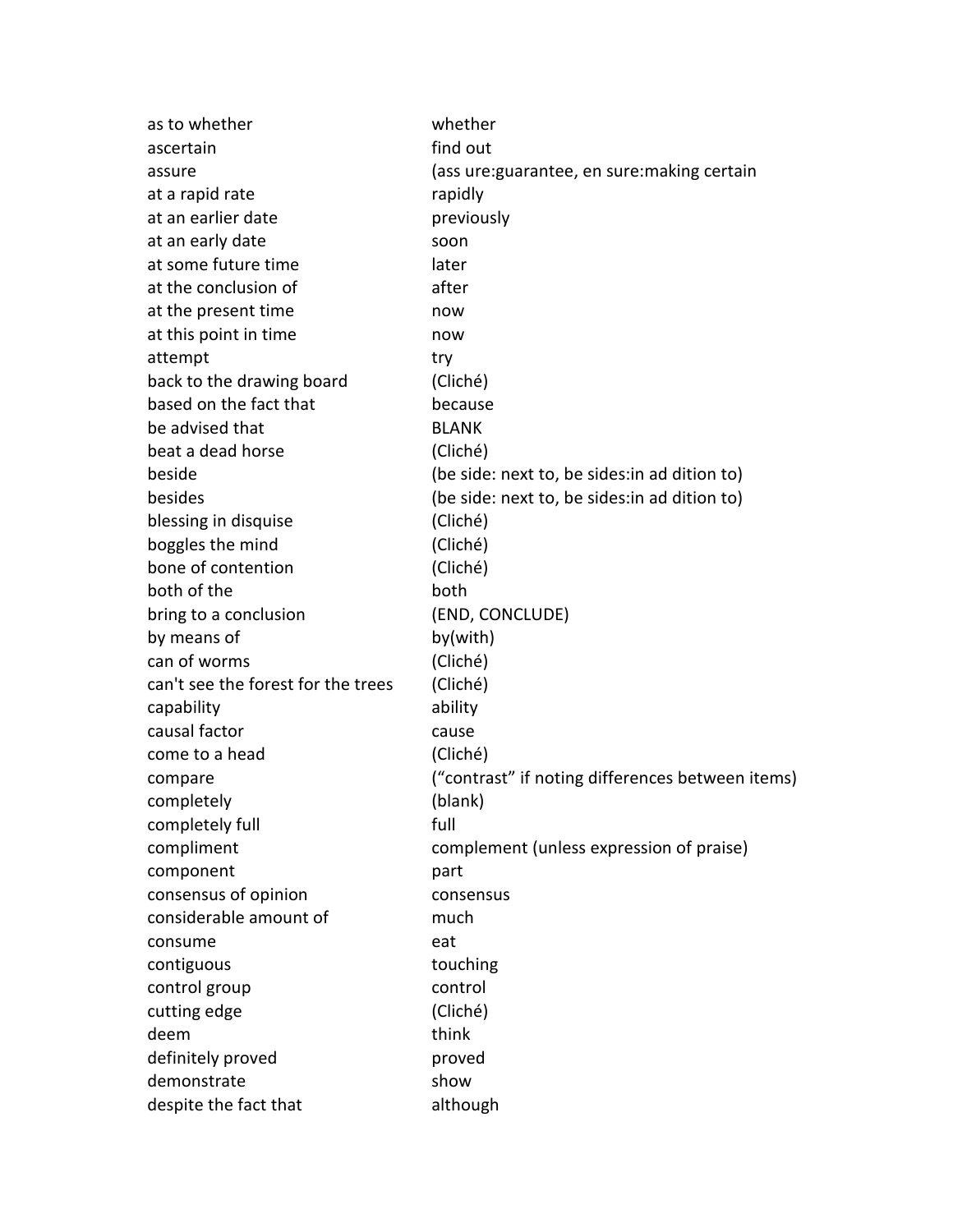| | |
|---|---|
| as to whether | whether |
| ascertain | find out |
| assure | (ass ure:guarantee, en sure:making certain |
| at a rapid rate | rapidly |
| at an earlier date | previously |
| at an early date | soon |
| at some future time | later |
| at the conclusion of | after |
| at the present time | now |
| at this point in time | now |
| attempt | try |
| back to the drawing board | (Cliché) |
| based on the fact that | because |
| be advised that | BLANK |
| beat a dead horse | (Cliché) |
| beside | (be side: next to, be sides:in ad dition to) |
| besides | (be side: next to, be sides:in ad dition to) |
| blessing in disquise | (Cliché) |
| boggles the mind | (Cliché) |
| bone of contention | (Cliché) |
| both of the | both |
| bring to a conclusion | (END, CONCLUDE) |
| by means of | by(with) |
| can of worms | (Cliché) |
| can't see the forest for the trees | (Cliché) |
| capability | ability |
| causal factor | cause |
| come to a head | (Cliché) |
| compare | ("contrast" if noting differences between items) |
| completely | (blank) |
| completely full | full |
| compliment | complement (unless expression of praise) |
| component | part |
| consensus of opinion | consensus |
| considerable amount of | much |
| consume | eat |
| contiguous | touching |
| control group | control |
| cutting edge | (Cliché) |
| deem | think |
| definitely proved | proved |
| demonstrate | show |
| despite the fact that | although |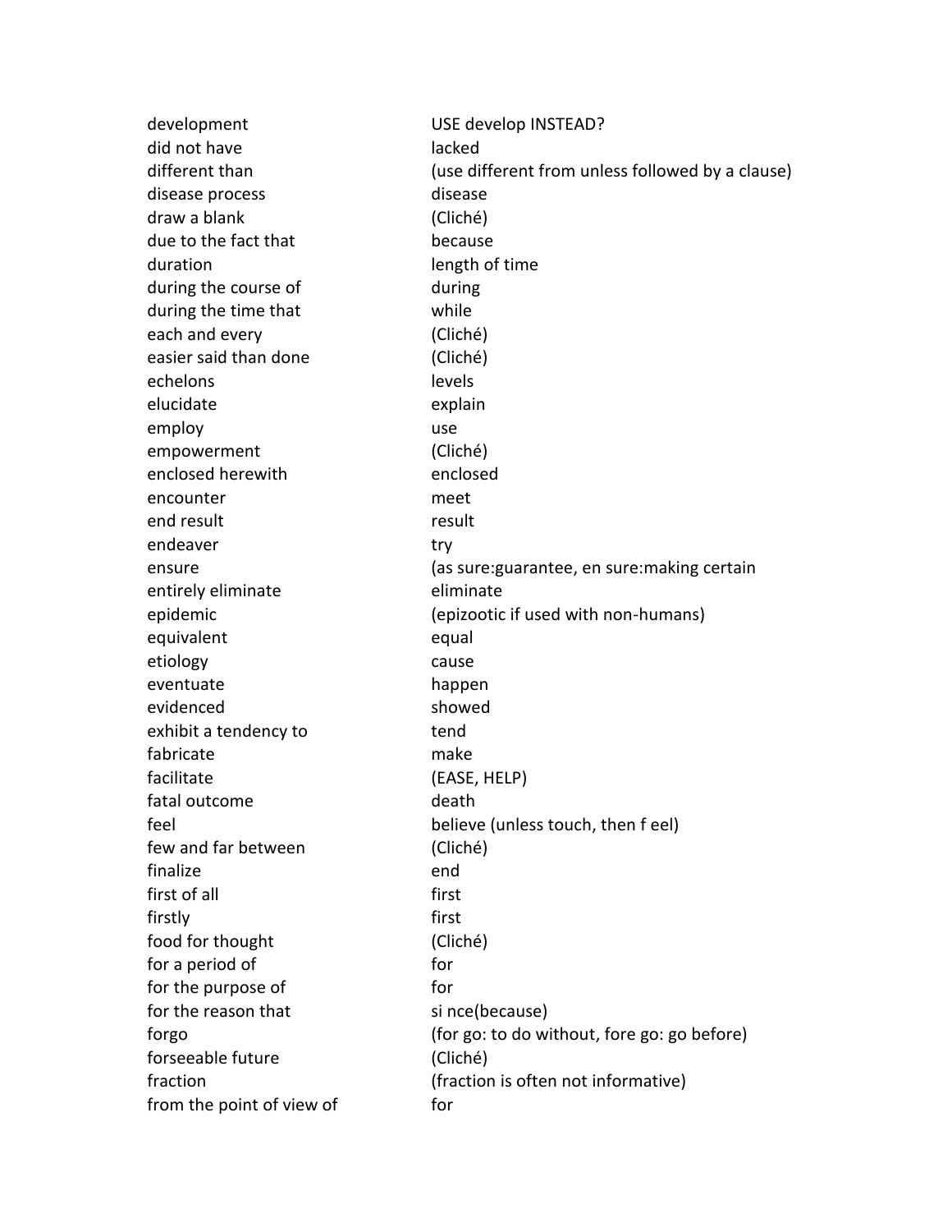| | |
|---|---|
| development | USE develop INSTEAD? |
| did not have | lacked |
| different than | (use different from unless followed by a clause) |
| disease process | disease |
| draw a blank | (Cliché) |
| due to the fact that | because |
| duration | length of time |
| during the course of | during |
| during the time that | while |
| each and every | (Cliché) |
| easier said than done | (Cliché) |
| echelons | levels |
| elucidate | explain |
| employ | use |
| empowerment | (Cliché) |
| enclosed herewith | enclosed |
| encounter | meet |
| end result | result |
| endeaver | try |
| ensure | (as sure:guarantee, en sure:making certain |
| entirely eliminate | eliminate |
| epidemic | (epizootic if used with non-humans) |
| equivalent | equal |
| etiology | cause |
| eventuate | happen |
| evidenced | showed |
| exhibit a tendency to | tend |
| fabricate | make |
| facilitate | (EASE, HELP) |
| fatal outcome | death |
| feel | believe (unless touch, then f eel) |
| few and far between | (Cliché) |
| finalize | end |
| first of all | first |
| firstly | first |
| food for thought | (Cliché) |
| for a period of | for |
| for the purpose of | for |
| for the reason that | si nce(because) |
| forgo | (for go: to do without, fore go: go before) |
| forseeable future | (Cliché) |
| fraction | (fraction is often not informative) |
| from the point of view of | for |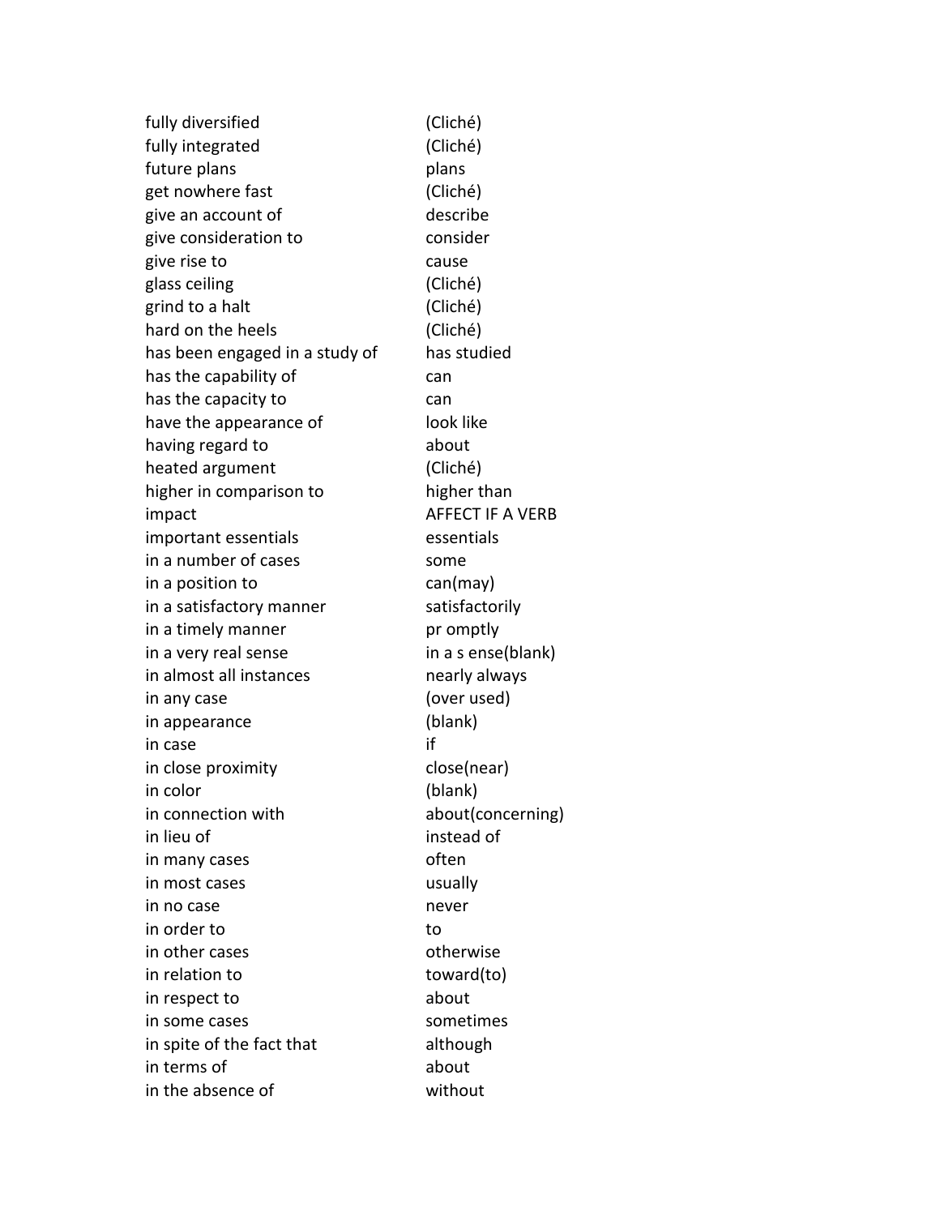| | |
|---|---|
| fully diversified | (Cliché) |
| fully integrated | (Cliché) |
| future plans | plans |
| get nowhere fast | (Cliché) |
| give an account of | describe |
| give consideration to | consider |
| give rise to | cause |
| glass ceiling | (Cliché) |
| grind to a halt | (Cliché) |
| hard on the heels | (Cliché) |
| has been engaged in a study of | has studied |
| has the capability of | can |
| has the capacity to | can |
| have the appearance of | look like |
| having regard to | about |
| heated argument | (Cliché) |
| higher in comparison to | higher than |
| impact | AFFECT IF A VERB |
| important essentials | essentials |
| in a number of cases | some |
| in a position to | can(may) |
| in a satisfactory manner | satisfactorily |
| in a timely manner | pr omptly |
| in a very real sense | in a s ense(blank) |
| in almost all instances | nearly always |
| in any case | (over used) |
| in appearance | (blank) |
| in case | if |
| in close proximity | close(near) |
| in color | (blank) |
| in connection with | about(concerning) |
| in lieu of | instead of |
| in many cases | often |
| in most cases | usually |
| in no case | never |
| in order to | to |
| in other cases | otherwise |
| in relation to | toward(to) |
| in respect to | about |
| in some cases | sometimes |
| in spite of the fact that | although |
| in terms of | about |
| in the absence of | without |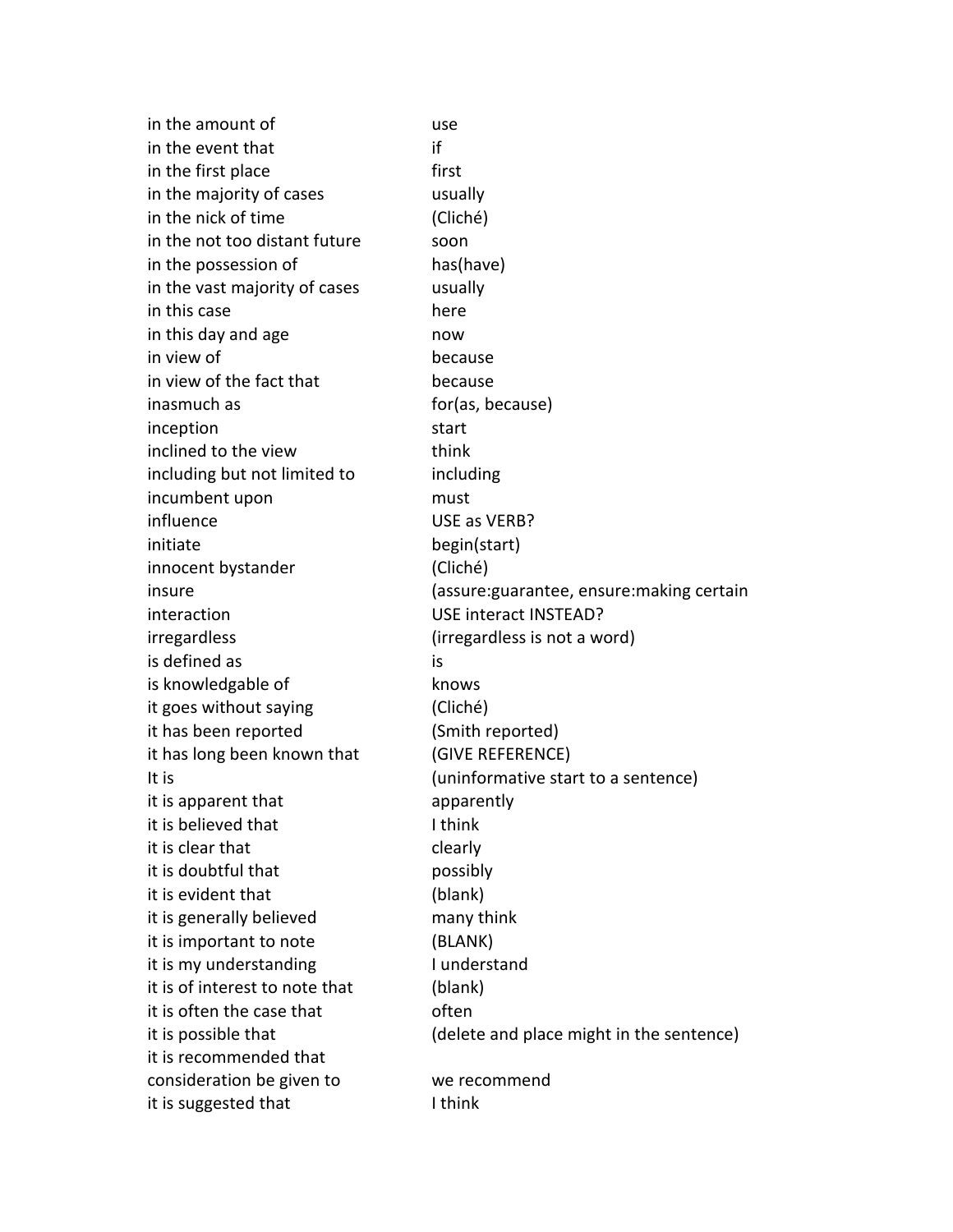| | |
|---|---|
| in the amount of | use |
| in the event that | if |
| in the first place | first |
| in the majority of cases | usually |
| in the nick of time | (Cliché) |
| in the not too distant future | soon |
| in the possession of | has(have) |
| in the vast majority of cases | usually |
| in this case | here |
| in this day and age | now |
| in view of | because |
| in view of the fact that | because |
| inasmuch as | for(as, because) |
| inception | start |
| inclined to the view | think |
| including but not limited to | including |
| incumbent upon | must |
| influence | USE as VERB? |
| initiate | begin(start) |
| innocent bystander | (Cliché) |
| insure | (assure:guarantee, ensure:making certain |
| interaction | USE interact INSTEAD? |
| irregardless | (irregardless is not a word) |
| is defined as | is |
| is knowledgable of | knows |
| it goes without saying | (Cliché) |
| it has been reported | (Smith reported) |
| it has long been known that | (GIVE REFERENCE) |
| It is | (uninformative start to a sentence) |
| it is apparent that | apparently |
| it is believed that | I think |
| it is clear that | clearly |
| it is doubtful that | possibly |
| it is evident that | (blank) |
| it is generally believed | many think |
| it is important to note | (BLANK) |
| it is my understanding | I understand |
| it is of interest to note that | (blank) |
| it is often the case that | often |
| it is possible that | (delete and place might in the sentence) |
| it is recommended that consideration be given to | we recommend |
| it is suggested that | I think |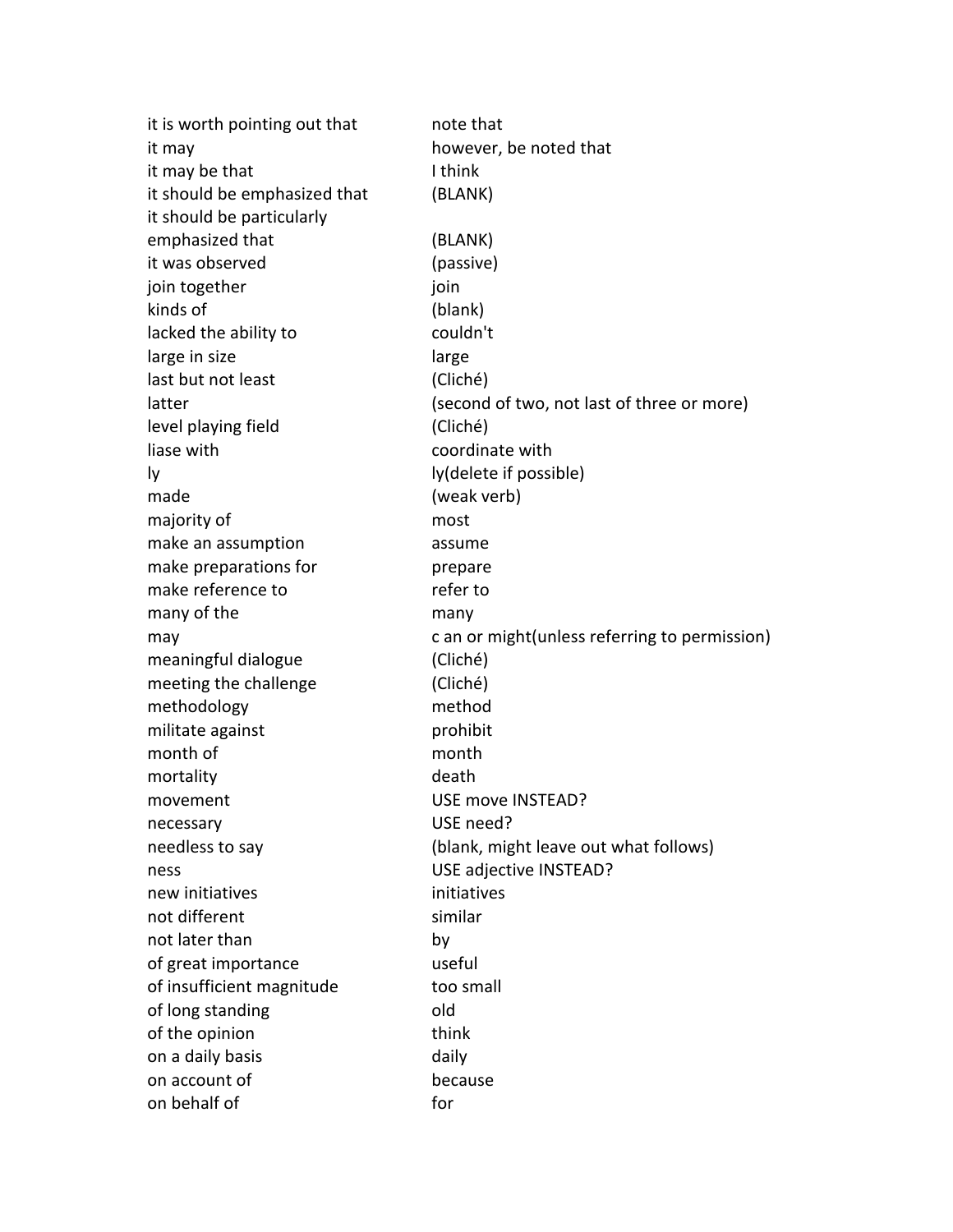| | |
|---|---|
| it is worth pointing out that | note that |
| it may | however, be noted that |
| it may be that | I think |
| it should be emphasized that | (BLANK) |
| it should be particularly emphasized that | (BLANK) |
| it was observed | (passive) |
| join together | join |
| kinds of | (blank) |
| lacked the ability to | couldn't |
| large in size | large |
| last but not least | (Cliché) |
| latter | (second of two, not last of three or more) |
| level playing field | (Cliché) |
| liase with | coordinate with |
| ly | ly(delete if possible) |
| made | (weak verb) |
| majority of | most |
| make an assumption | assume |
| make preparations for | prepare |
| make reference to | refer to |
| many of the | many |
| may | c an or might(unless referring to permission) |
| meaningful dialogue | (Cliché) |
| meeting the challenge | (Cliché) |
| methodology | method |
| militate against | prohibit |
| month of | month |
| mortality | death |
| movement | USE move INSTEAD? |
| necessary | USE need? |
| needless to say | (blank, might leave out what follows) |
| ness | USE adjective INSTEAD? |
| new initiatives | initiatives |
| not different | similar |
| not later than | by |
| of great importance | useful |
| of insufficient magnitude | too small |
| of long standing | old |
| of the opinion | think |
| on a daily basis | daily |
| on account of | because |
| on behalf of | for |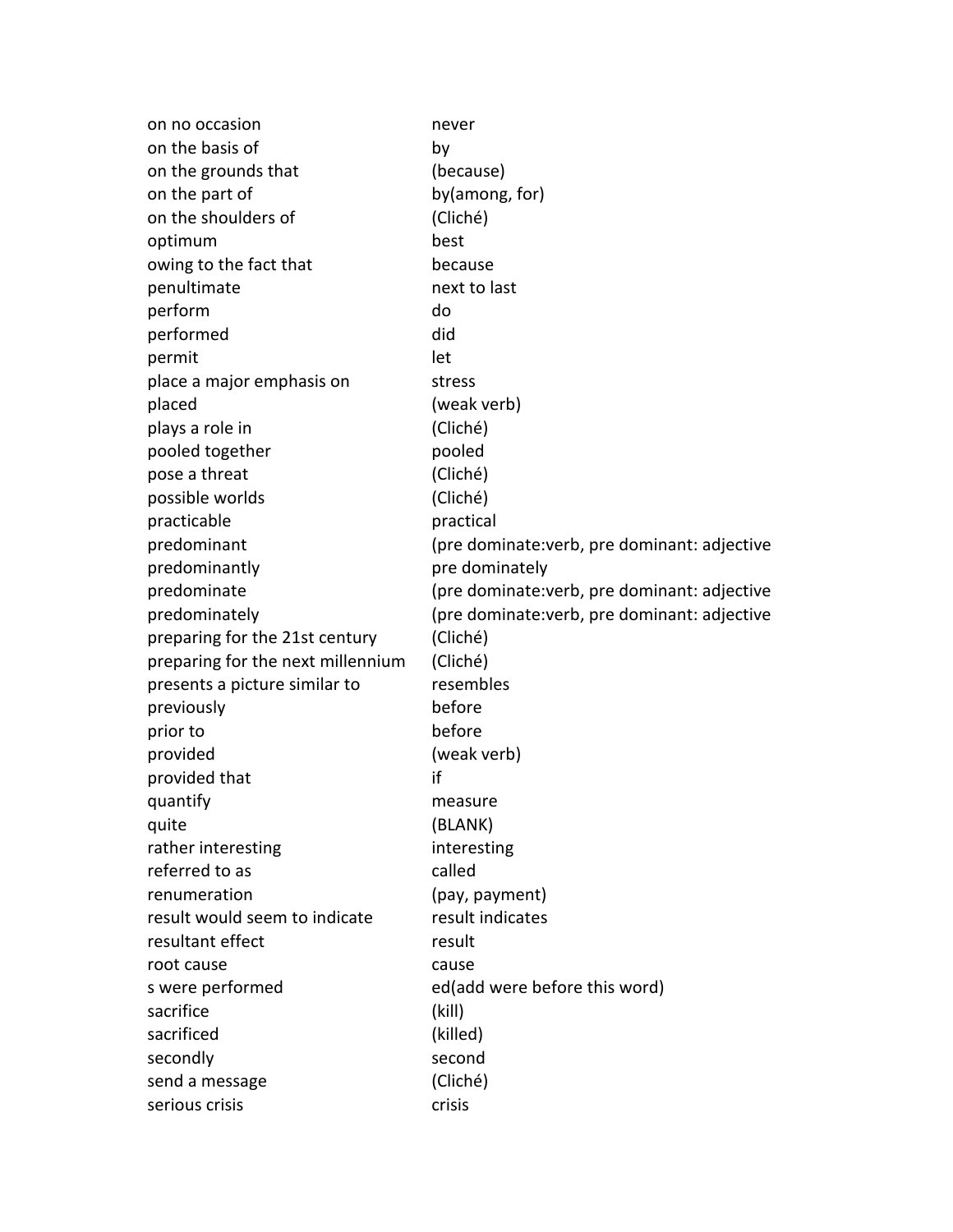| | |
|---|---|
| on no occasion | never |
| on the basis of | by |
| on the grounds that | (because) |
| on the part of | by(among, for) |
| on the shoulders of | (Cliché) |
| optimum | best |
| owing to the fact that | because |
| penultimate | next to last |
| perform | do |
| performed | did |
| permit | let |
| place a major emphasis on | stress |
| placed | (weak verb) |
| plays a role in | (Cliché) |
| pooled together | pooled |
| pose a threat | (Cliché) |
| possible worlds | (Cliché) |
| practicable | practical |
| predominant | (pre dominate:verb, pre dominant: adjective |
| predominantly | pre dominately |
| predominate | (pre dominate:verb, pre dominant: adjective |
| predominately | (pre dominate:verb, pre dominant: adjective |
| preparing for the 21st century | (Cliché) |
| preparing for the next millennium | (Cliché) |
| presents a picture similar to | resembles |
| previously | before |
| prior to | before |
| provided | (weak verb) |
| provided that | if |
| quantify | measure |
| quite | (BLANK) |
| rather interesting | interesting |
| referred to as | called |
| renumeration | (pay, payment) |
| result would seem to indicate | result indicates |
| resultant effect | result |
| root cause | cause |
| s were performed | ed(add were before this word) |
| sacrifice | (kill) |
| sacrificed | (killed) |
| secondly | second |
| send a message | (Cliché) |
| serious crisis | crisis |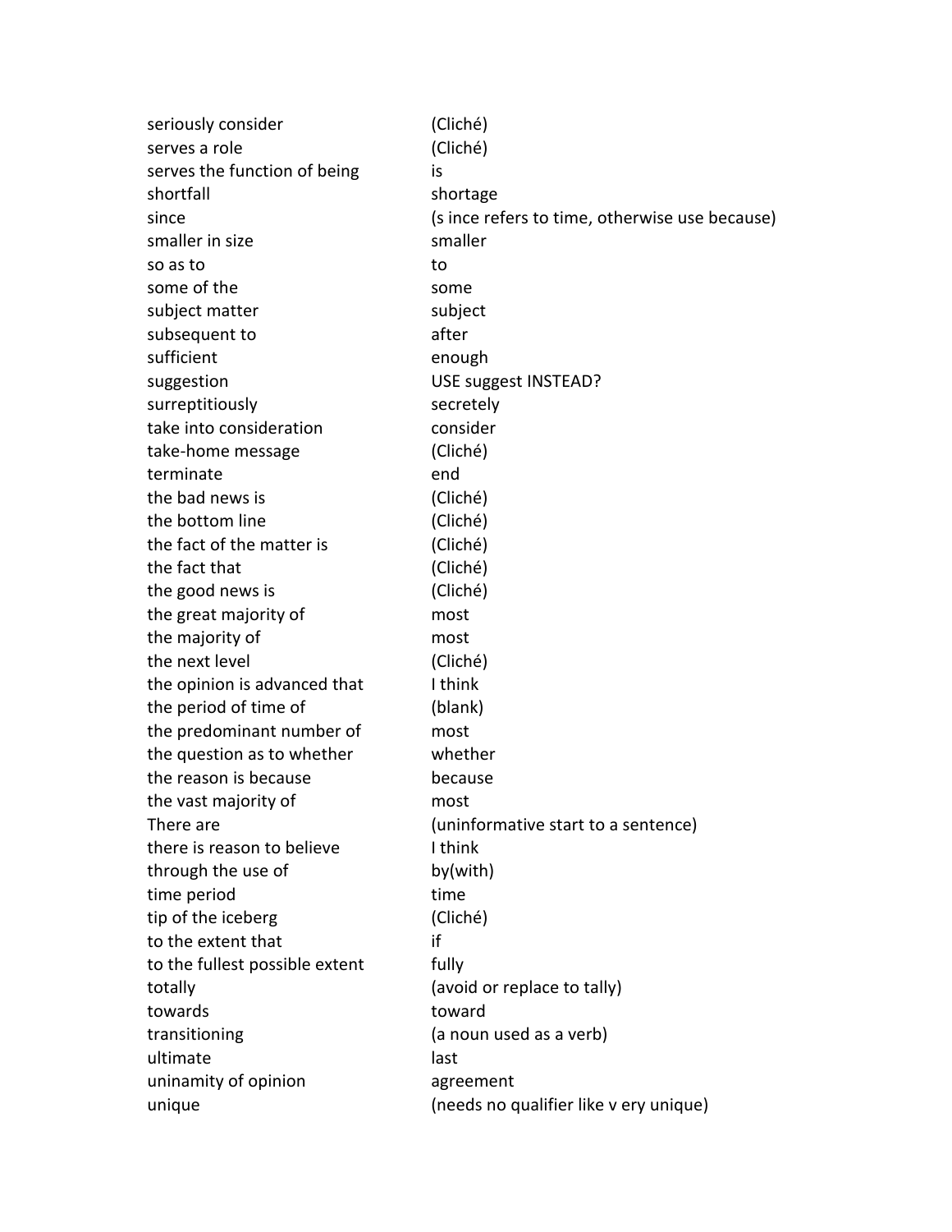| | |
|---|---|
| seriously consider | (Cliché) |
| serves a role | (Cliché) |
| serves the function of being | is |
| shortfall | shortage |
| since | (s ince refers to time, otherwise use because) |
| smaller in size | smaller |
| so as to | to |
| some of the | some |
| subject matter | subject |
| subsequent to | after |
| sufficient | enough |
| suggestion | USE suggest INSTEAD? |
| surreptitiously | secretely |
| take into consideration | consider |
| take-home message | (Cliché) |
| terminate | end |
| the bad news is | (Cliché) |
| the bottom line | (Cliché) |
| the fact of the matter is | (Cliché) |
| the fact that | (Cliché) |
| the good news is | (Cliché) |
| the great majority of | most |
| the majority of | most |
| the next level | (Cliché) |
| the opinion is advanced that | I think |
| the period of time of | (blank) |
| the predominant number of | most |
| the question as to whether | whether |
| the reason is because | because |
| the vast majority of | most |
| There are | (uninformative start to a sentence) |
| there is reason to believe | I think |
| through the use of | by(with) |
| time period | time |
| tip of the iceberg | (Cliché) |
| to the extent that | if |
| to the fullest possible extent | fully |
| totally | (avoid or replace to tally) |
| towards | toward |
| transitioning | (a noun used as a verb) |
| ultimate | last |
| uninamity of opinion | agreement |
| unique | (needs no qualifier like v ery unique) |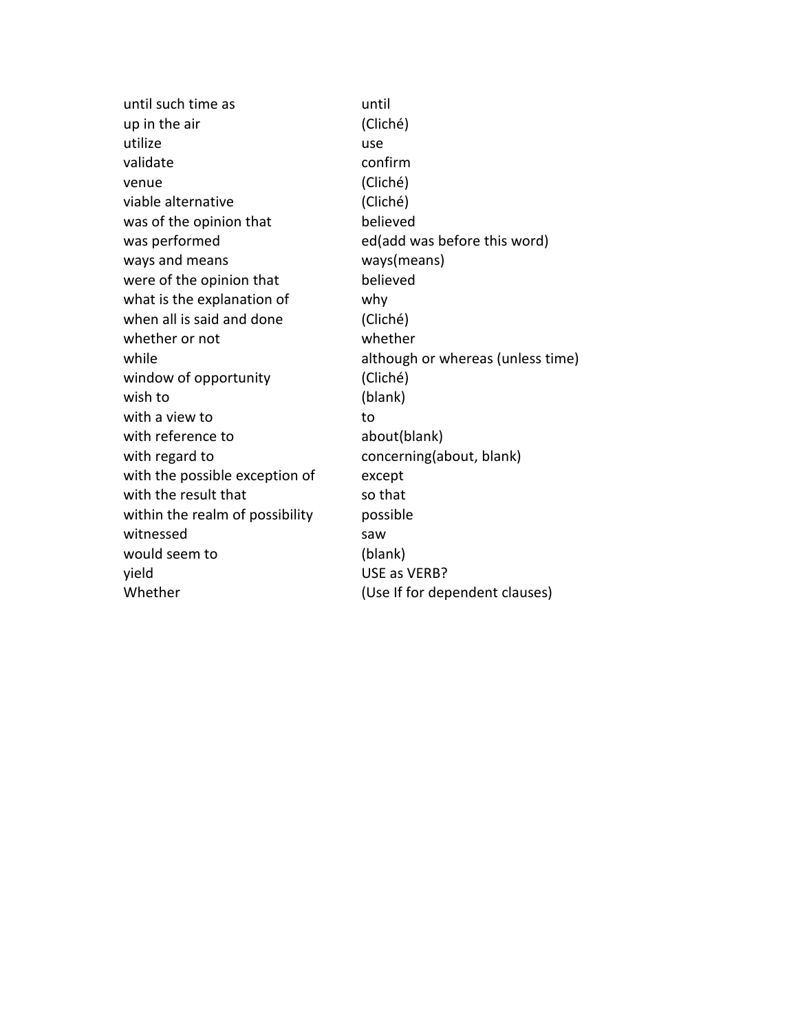| | |
|---|---|
| until such time as | until |
| up in the air | (Cliché) |
| utilize | use |
| validate | confirm |
| venue | (Cliché) |
| viable alternative | (Cliché) |
| was of the opinion that | believed |
| was performed | ed(add was before this word) |
| ways and means | ways(means) |
| were of the opinion that | believed |
| what is the explanation of | why |
| when all is said and done | (Cliché) |
| whether or not | whether |
| while | although or whereas (unless time) |
| window of opportunity | (Cliché) |
| wish to | (blank) |
| with a view to | to |
| with reference to | about(blank) |
| with regard to | concerning(about, blank) |
| with the possible exception of | except |
| with the result that | so that |
| within the realm of possibility | possible |
| witnessed | saw |
| would seem to | (blank) |
| yield | USE as VERB? |
| Whether | (Use If for dependent clauses) |